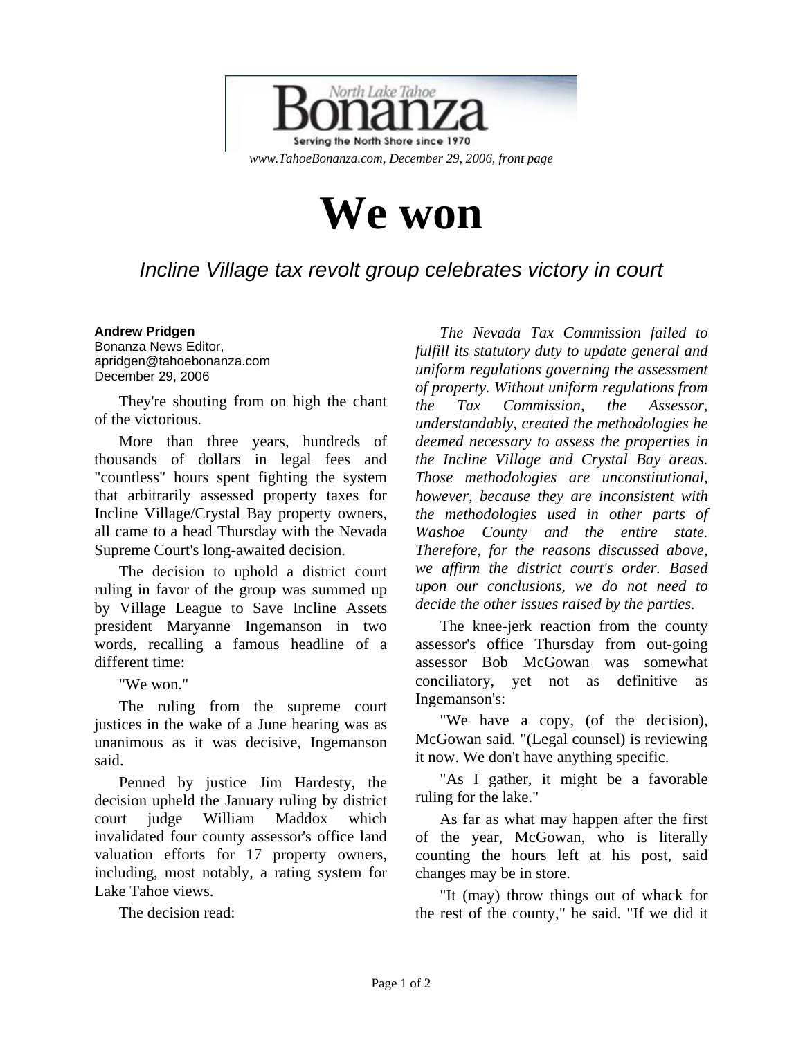North Lake Tahoe **Bonanza**

Serving the North Shore since 1970

*www.TahoeBonanza.com, December 29, 2006, front page*

# We won

*Incline Village tax revolt group celebrates victory in court*

**Andrew Pridgen**
Bonanza News Editor,
apridgen@tahoebonanza.com
December 29, 2006

They're shouting from on high the chant of the victorious.

More than three years, hundreds of thousands of dollars in legal fees and "countless" hours spent fighting the system that arbitrarily assessed property taxes for Incline Village/Crystal Bay property owners, all came to a head Thursday with the Nevada Supreme Court's long-awaited decision.

The decision to uphold a district court ruling in favor of the group was summed up by Village League to Save Incline Assets president Maryanne Ingemanson in two words, recalling a famous headline of a different time:

"We won."

The ruling from the supreme court justices in the wake of a June hearing was as unanimous as it was decisive, Ingemanson said.

Penned by justice Jim Hardesty, the decision upheld the January ruling by district court judge William Maddox which invalidated four county assessor's office land valuation efforts for 17 property owners, including, most notably, a rating system for Lake Tahoe views.

The decision read:

*The Nevada Tax Commission failed to fulfill its statutory duty to update general and uniform regulations governing the assessment of property. Without uniform regulations from the Tax Commission, the Assessor, understandably, created the methodologies he deemed necessary to assess the properties in the Incline Village and Crystal Bay areas. Those methodologies are unconstitutional, however, because they are inconsistent with the methodologies used in other parts of Washoe County and the entire state. Therefore, for the reasons discussed above, we affirm the district court's order. Based upon our conclusions, we do not need to decide the other issues raised by the parties.*

The knee-jerk reaction from the county assessor's office Thursday from out-going assessor Bob McGowan was somewhat conciliatory, yet not as definitive as Ingemanson's:

"We have a copy, (of the decision), McGowan said. "(Legal counsel) is reviewing it now. We don't have anything specific.

"As I gather, it might be a favorable ruling for the lake."

As far as what may happen after the first of the year, McGowan, who is literally counting the hours left at his post, said changes may be in store.

"It (may) throw things out of whack for the rest of the county," he said. "If we did it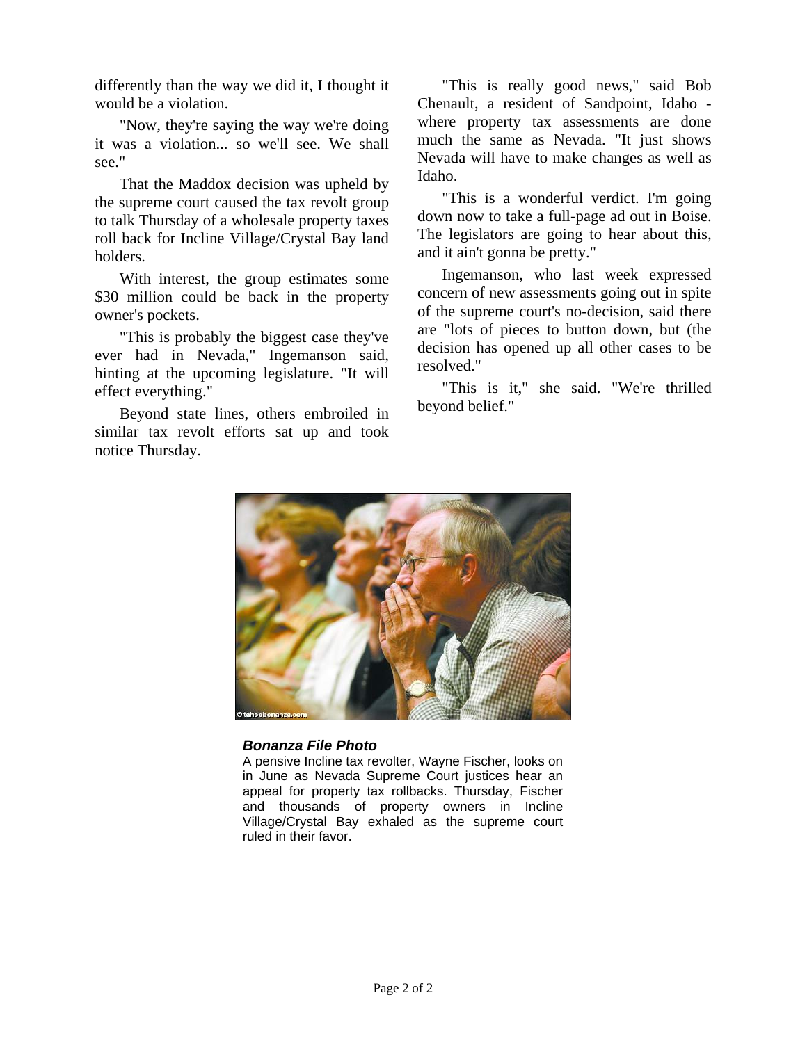differently than the way we did it, I thought it would be a violation.

"Now, they're saying the way we're doing it was a violation... so we'll see. We shall see."

That the Maddox decision was upheld by the supreme court caused the tax revolt group to talk Thursday of a wholesale property taxes roll back for Incline Village/Crystal Bay land holders.

With interest, the group estimates some $30 million could be back in the property owner's pockets.

"This is probably the biggest case they've ever had in Nevada," Ingemanson said, hinting at the upcoming legislature. "It will effect everything."

Beyond state lines, others embroiled in similar tax revolt efforts sat up and took notice Thursday.

"This is really good news," said Bob Chenault, a resident of Sandpoint, Idaho - where property tax assessments are done much the same as Nevada. "It just shows Nevada will have to make changes as well as Idaho.

"This is a wonderful verdict. I'm going down now to take a full-page ad out in Boise. The legislators are going to hear about this, and it ain't gonna be pretty."

Ingemanson, who last week expressed concern of new assessments going out in spite of the supreme court's no-decision, said there are "lots of pieces to button down, but (the decision has opened up all other cases to be resolved."

"This is it," she said. "We're thrilled beyond belief."

***Bonanza File Photo***

A pensive Incline tax revolter, Wayne Fischer, looks on in June as Nevada Supreme Court justices hear an appeal for property tax rollbacks. Thursday, Fischer and thousands of property owners in Incline Village/Crystal Bay exhaled as the supreme court ruled in their favor.